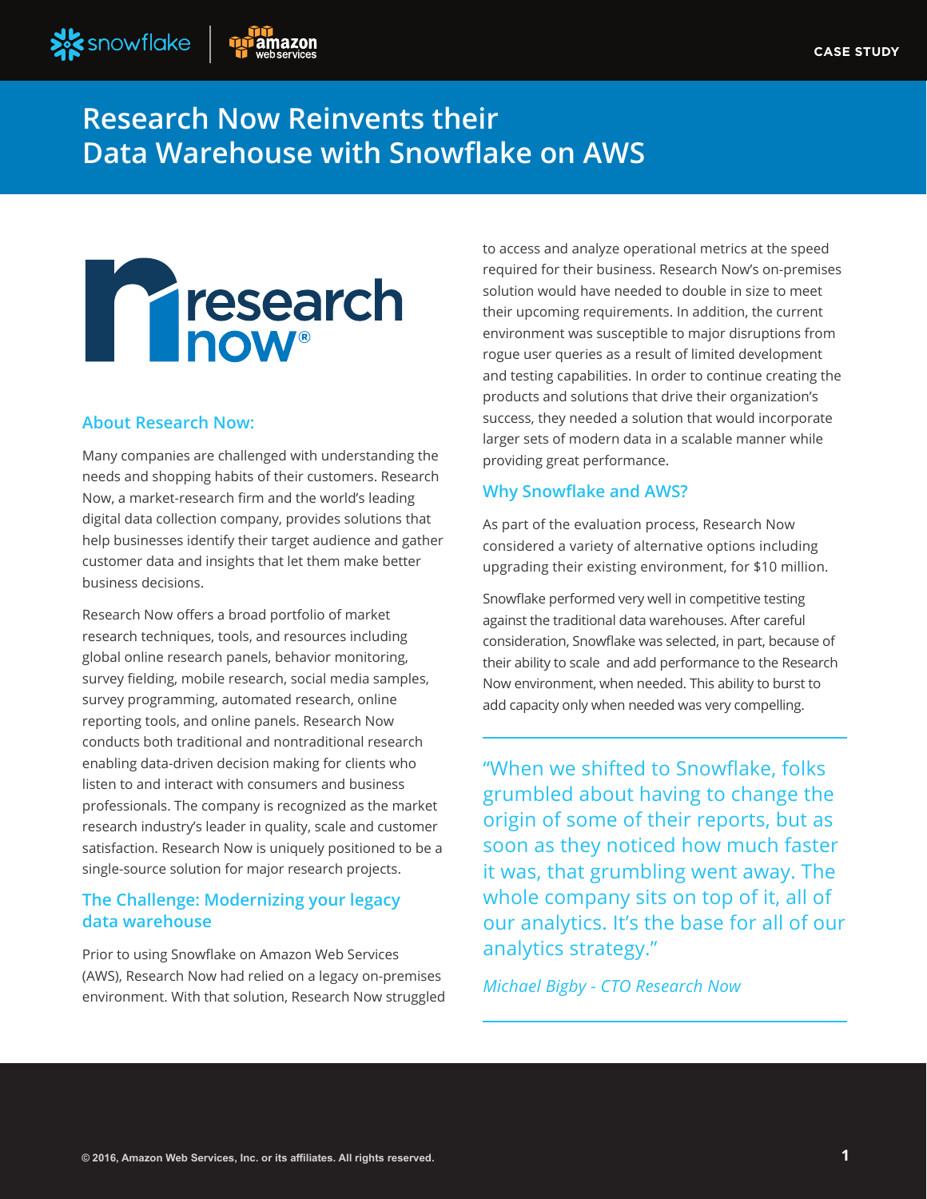CASE STUDY

# Research Now Reinvents their Data Warehouse with Snowflake on AWS

## About Research Now:

Many companies are challenged with understanding the needs and shopping habits of their customers. Research Now, a market-research firm and the world's leading digital data collection company, provides solutions that help businesses identify their target audience and gather customer data and insights that let them make better business decisions.

Research Now offers a broad portfolio of market research techniques, tools, and resources including global online research panels, behavior monitoring, survey fielding, mobile research, social media samples, survey programming, automated research, online reporting tools, and online panels. Research Now conducts both traditional and nontraditional research enabling data-driven decision making for clients who listen to and interact with consumers and business professionals. The company is recognized as the market research industry's leader in quality, scale and customer satisfaction. Research Now is uniquely positioned to be a single-source solution for major research projects.

## The Challenge: Modernizing your legacy data warehouse

Prior to using Snowflake on Amazon Web Services (AWS), Research Now had relied on a legacy on-premises environment. With that solution, Research Now struggled to access and analyze operational metrics at the speed required for their business. Research Now's on-premises solution would have needed to double in size to meet their upcoming requirements. In addition, the current environment was susceptible to major disruptions from rogue user queries as a result of limited development and testing capabilities. In order to continue creating the products and solutions that drive their organization's success, they needed a solution that would incorporate larger sets of modern data in a scalable manner while providing great performance.

## Why Snowflake and AWS?

As part of the evaluation process, Research Now considered a variety of alternative options including upgrading their existing environment, for $10 million.

Snowflake performed very well in competitive testing against the traditional data warehouses. After careful consideration, Snowflake was selected, in part, because of their ability to scale and add performance to the Research Now environment, when needed. This ability to burst to add capacity only when needed was very compelling.

> "When we shifted to Snowflake, folks grumbled about having to change the origin of some of their reports, but as soon as they noticed how much faster it was, that grumbling went away. The whole company sits on top of it, all of our analytics. It's the base for all of our analytics strategy."
>
> *Michael Bigby - CTO Research Now*

© 2016, Amazon Web Services, Inc. or its affiliates. All rights reserved.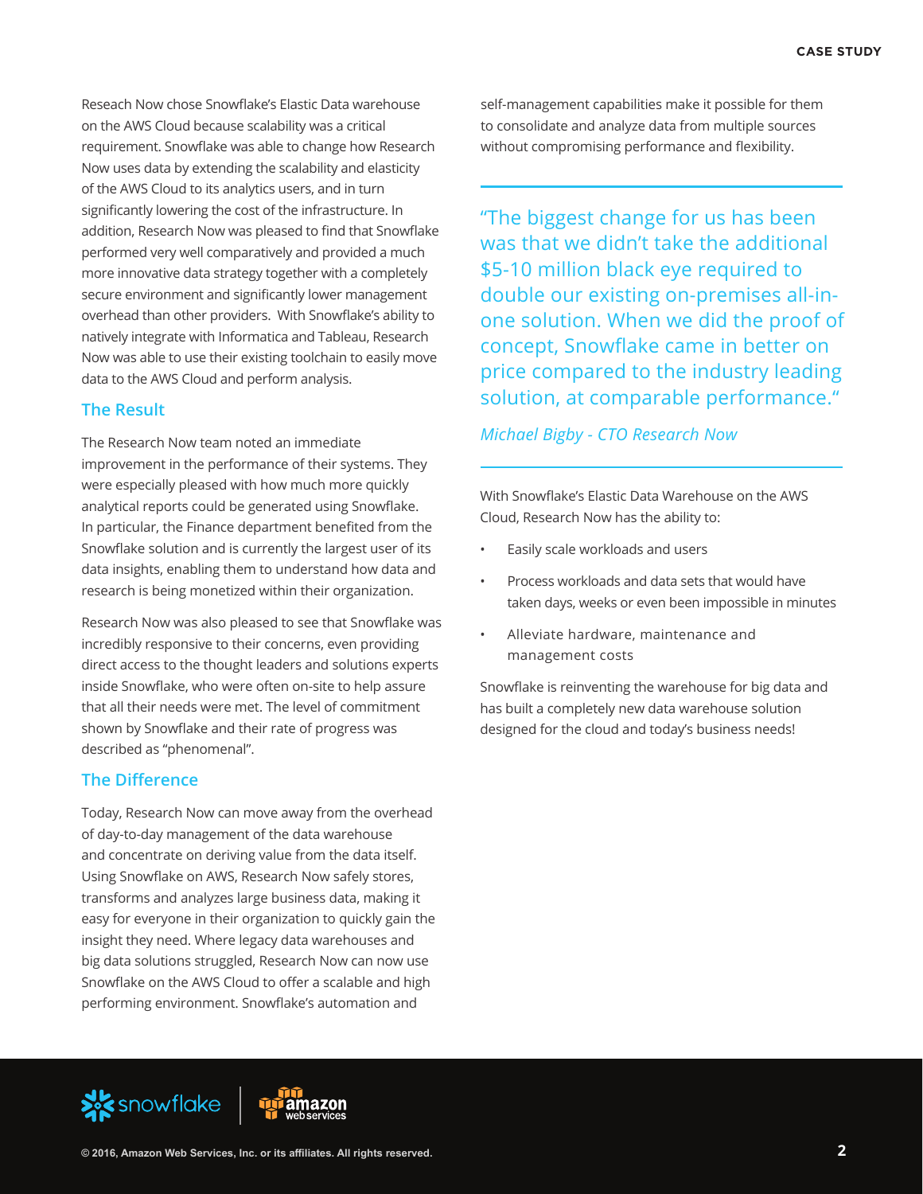Reseach Now chose Snowflake's Elastic Data warehouse on the AWS Cloud because scalability was a critical requirement. Snowflake was able to change how Research Now uses data by extending the scalability and elasticity of the AWS Cloud to its analytics users, and in turn significantly lowering the cost of the infrastructure. In addition, Research Now was pleased to find that Snowflake performed very well comparatively and provided a much more innovative data strategy together with a completely secure environment and significantly lower management overhead than other providers. With Snowflake's ability to natively integrate with Informatica and Tableau, Research Now was able to use their existing toolchain to easily move data to the AWS Cloud and perform analysis.

## The Result

The Research Now team noted an immediate improvement in the performance of their systems. They were especially pleased with how much more quickly analytical reports could be generated using Snowflake. In particular, the Finance department benefited from the Snowflake solution and is currently the largest user of its data insights, enabling them to understand how data and research is being monetized within their organization.

Research Now was also pleased to see that Snowflake was incredibly responsive to their concerns, even providing direct access to the thought leaders and solutions experts inside Snowflake, who were often on-site to help assure that all their needs were met. The level of commitment shown by Snowflake and their rate of progress was described as "phenomenal".

## The Difference

Today, Research Now can move away from the overhead of day-to-day management of the data warehouse and concentrate on deriving value from the data itself. Using Snowflake on AWS, Research Now safely stores, transforms and analyzes large business data, making it easy for everyone in their organization to quickly gain the insight they need. Where legacy data warehouses and big data solutions struggled, Research Now can now use Snowflake on the AWS Cloud to offer a scalable and high performing environment. Snowflake's automation and self-management capabilities make it possible for them to consolidate and analyze data from multiple sources without compromising performance and flexibility.

> "The biggest change for us has been was that we didn't take the additional $5-10 million black eye required to double our existing on-premises all-in-one solution. When we did the proof of concept, Snowflake came in better on price compared to the industry leading solution, at comparable performance."
>
> *Michael Bigby - CTO Research Now*

With Snowflake's Elastic Data Warehouse on the AWS Cloud, Research Now has the ability to:

- Easily scale workloads and users
- Process workloads and data sets that would have taken days, weeks or even been impossible in minutes
- Alleviate hardware, maintenance and management costs

Snowflake is reinventing the warehouse for big data and has built a completely new data warehouse solution designed for the cloud and today's business needs!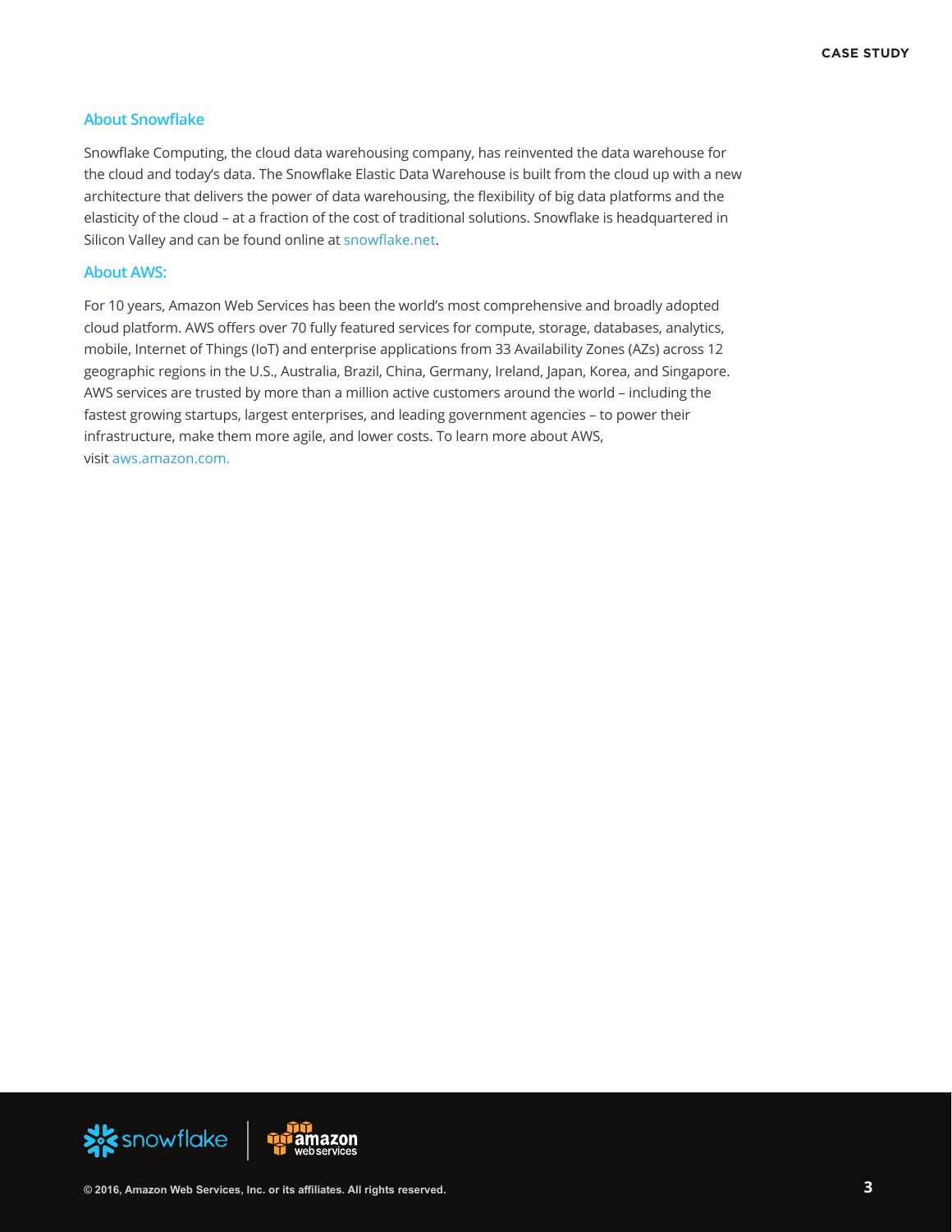## About Snowflake

Snowflake Computing, the cloud data warehousing company, has reinvented the data warehouse for the cloud and today's data. The Snowflake Elastic Data Warehouse is built from the cloud up with a new architecture that delivers the power of data warehousing, the flexibility of big data platforms and the elasticity of the cloud – at a fraction of the cost of traditional solutions. Snowflake is headquartered in Silicon Valley and can be found online at snowflake.net.

## About AWS:

For 10 years, Amazon Web Services has been the world's most comprehensive and broadly adopted cloud platform. AWS offers over 70 fully featured services for compute, storage, databases, analytics, mobile, Internet of Things (IoT) and enterprise applications from 33 Availability Zones (AZs) across 12 geographic regions in the U.S., Australia, Brazil, China, Germany, Ireland, Japan, Korea, and Singapore. AWS services are trusted by more than a million active customers around the world – including the fastest growing startups, largest enterprises, and leading government agencies – to power their infrastructure, make them more agile, and lower costs. To learn more about AWS, visit aws.amazon.com.

© 2016, Amazon Web Services, Inc. or its affiliates. All rights reserved.